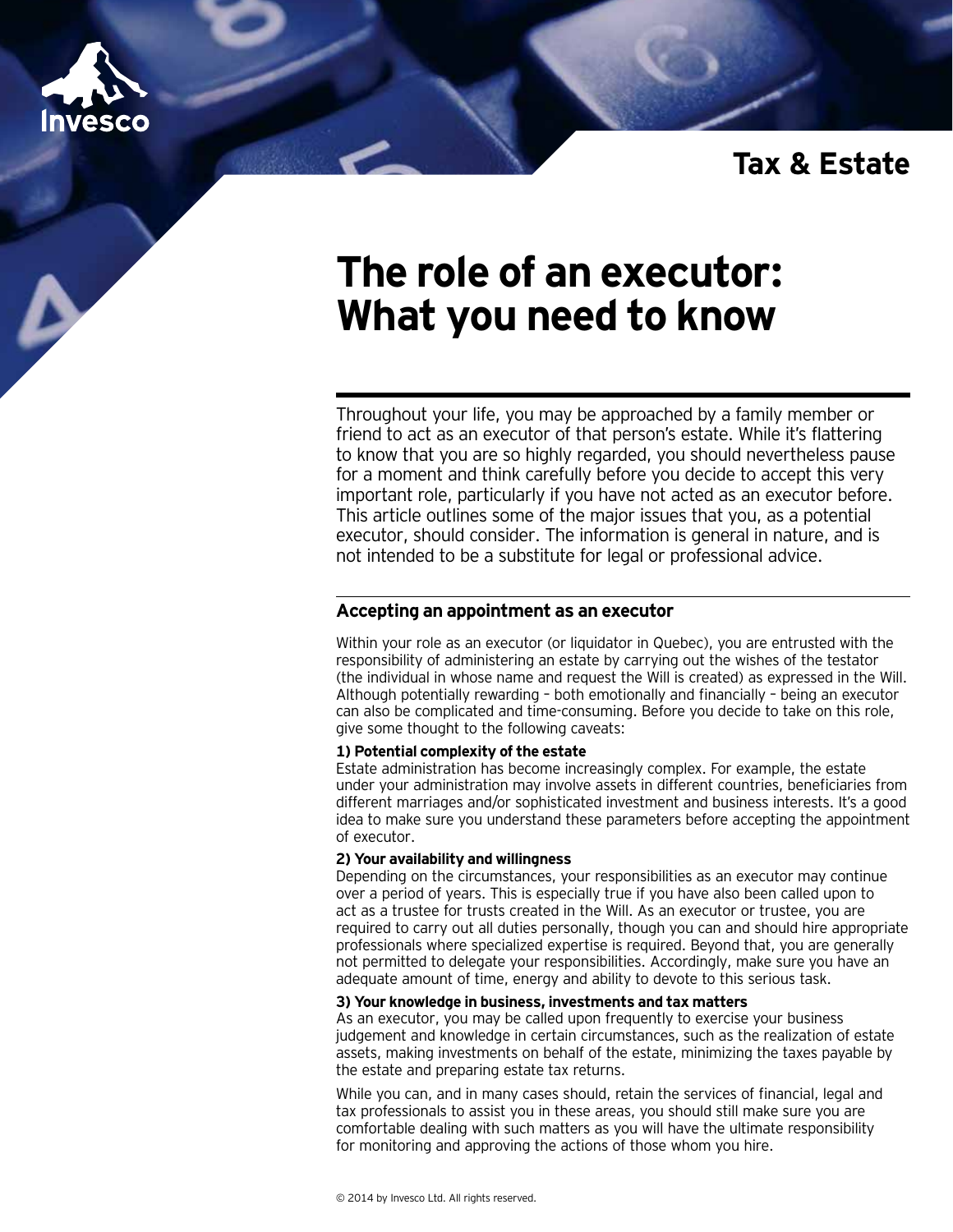Invesco

Tax & Estate

# The role of an executor: What you need to know

Throughout your life, you may be approached by a family member or friend to act as an executor of that person's estate. While it's flattering to know that you are so highly regarded, you should nevertheless pause for a moment and think carefully before you decide to accept this very important role, particularly if you have not acted as an executor before. This article outlines some of the major issues that you, as a potential executor, should consider. The information is general in nature, and is not intended to be a substitute for legal or professional advice.

## Accepting an appointment as an executor

Within your role as an executor (or liquidator in Quebec), you are entrusted with the responsibility of administering an estate by carrying out the wishes of the testator (the individual in whose name and request the Will is created) as expressed in the Will. Although potentially rewarding – both emotionally and financially – being an executor can also be complicated and time-consuming. Before you decide to take on this role, give some thought to the following caveats:

**1) Potential complexity of the estate**

Estate administration has become increasingly complex. For example, the estate under your administration may involve assets in different countries, beneficiaries from different marriages and/or sophisticated investment and business interests. It's a good idea to make sure you understand these parameters before accepting the appointment of executor.

**2) Your availability and willingness**

Depending on the circumstances, your responsibilities as an executor may continue over a period of years. This is especially true if you have also been called upon to act as a trustee for trusts created in the Will. As an executor or trustee, you are required to carry out all duties personally, though you can and should hire appropriate professionals where specialized expertise is required. Beyond that, you are generally not permitted to delegate your responsibilities. Accordingly, make sure you have an adequate amount of time, energy and ability to devote to this serious task.

**3) Your knowledge in business, investments and tax matters**

As an executor, you may be called upon frequently to exercise your business judgement and knowledge in certain circumstances, such as the realization of estate assets, making investments on behalf of the estate, minimizing the taxes payable by the estate and preparing estate tax returns.

While you can, and in many cases should, retain the services of financial, legal and tax professionals to assist you in these areas, you should still make sure you are comfortable dealing with such matters as you will have the ultimate responsibility for monitoring and approving the actions of those whom you hire.

© 2014 by Invesco Ltd. All rights reserved.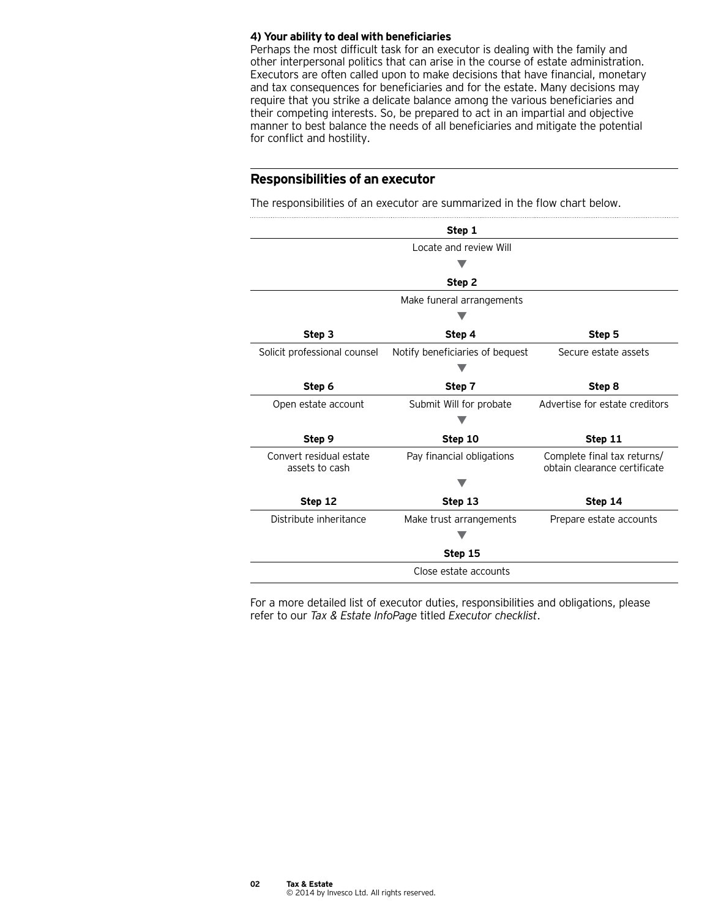**4) Your ability to deal with beneficiaries**

Perhaps the most difficult task for an executor is dealing with the family and other interpersonal politics that can arise in the course of estate administration. Executors are often called upon to make decisions that have financial, monetary and tax consequences for beneficiaries and for the estate. Many decisions may require that you strike a delicate balance among the various beneficiaries and their competing interests. So, be prepared to act in an impartial and objective manner to best balance the needs of all beneficiaries and mitigate the potential for conflict and hostility.

## Responsibilities of an executor

The responsibilities of an executor are summarized in the flow chart below.

**Step 1**
Locate and review Will

▼

**Step 2**
Make funeral arrangements

▼

| **Step 3** | **Step 4** | **Step 5** |
|---|---|---|
| Solicit professional counsel | Notify beneficiaries of bequest | Secure estate assets |

▼

| **Step 6** | **Step 7** | **Step 8** |
|---|---|---|
| Open estate account | Submit Will for probate | Advertise for estate creditors |

▼

| **Step 9** | **Step 10** | **Step 11** |
|---|---|---|
| Convert residual estate assets to cash | Pay financial obligations | Complete final tax returns/ obtain clearance certificate |

▼

| **Step 12** | **Step 13** | **Step 14** |
|---|---|---|
| Distribute inheritance | Make trust arrangements | Prepare estate accounts |

▼

**Step 15**
Close estate accounts

For a more detailed list of executor duties, responsibilities and obligations, please refer to our *Tax & Estate InfoPage* titled *Executor checklist*.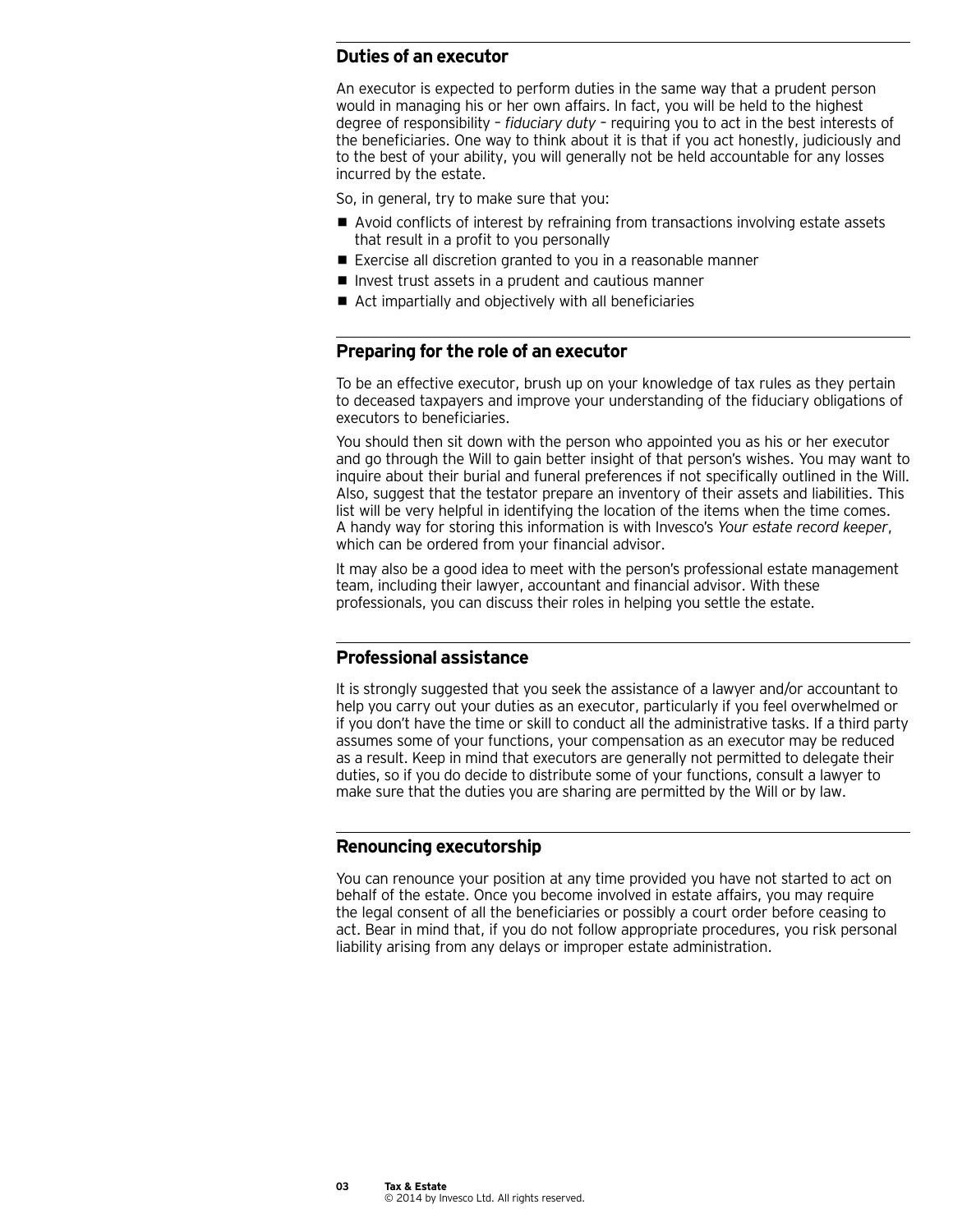## Duties of an executor

An executor is expected to perform duties in the same way that a prudent person would in managing his or her own affairs. In fact, you will be held to the highest degree of responsibility – *fiduciary duty* – requiring you to act in the best interests of the beneficiaries. One way to think about it is that if you act honestly, judiciously and to the best of your ability, you will generally not be held accountable for any losses incurred by the estate.

So, in general, try to make sure that you:

- Avoid conflicts of interest by refraining from transactions involving estate assets that result in a profit to you personally
- Exercise all discretion granted to you in a reasonable manner
- Invest trust assets in a prudent and cautious manner
- Act impartially and objectively with all beneficiaries

## Preparing for the role of an executor

To be an effective executor, brush up on your knowledge of tax rules as they pertain to deceased taxpayers and improve your understanding of the fiduciary obligations of executors to beneficiaries.

You should then sit down with the person who appointed you as his or her executor and go through the Will to gain better insight of that person's wishes. You may want to inquire about their burial and funeral preferences if not specifically outlined in the Will. Also, suggest that the testator prepare an inventory of their assets and liabilities. This list will be very helpful in identifying the location of the items when the time comes. A handy way for storing this information is with Invesco's *Your estate record keeper*, which can be ordered from your financial advisor.

It may also be a good idea to meet with the person's professional estate management team, including their lawyer, accountant and financial advisor. With these professionals, you can discuss their roles in helping you settle the estate.

## Professional assistance

It is strongly suggested that you seek the assistance of a lawyer and/or accountant to help you carry out your duties as an executor, particularly if you feel overwhelmed or if you don't have the time or skill to conduct all the administrative tasks. If a third party assumes some of your functions, your compensation as an executor may be reduced as a result. Keep in mind that executors are generally not permitted to delegate their duties, so if you do decide to distribute some of your functions, consult a lawyer to make sure that the duties you are sharing are permitted by the Will or by law.

## Renouncing executorship

You can renounce your position at any time provided you have not started to act on behalf of the estate. Once you become involved in estate affairs, you may require the legal consent of all the beneficiaries or possibly a court order before ceasing to act. Bear in mind that, if you do not follow appropriate procedures, you risk personal liability arising from any delays or improper estate administration.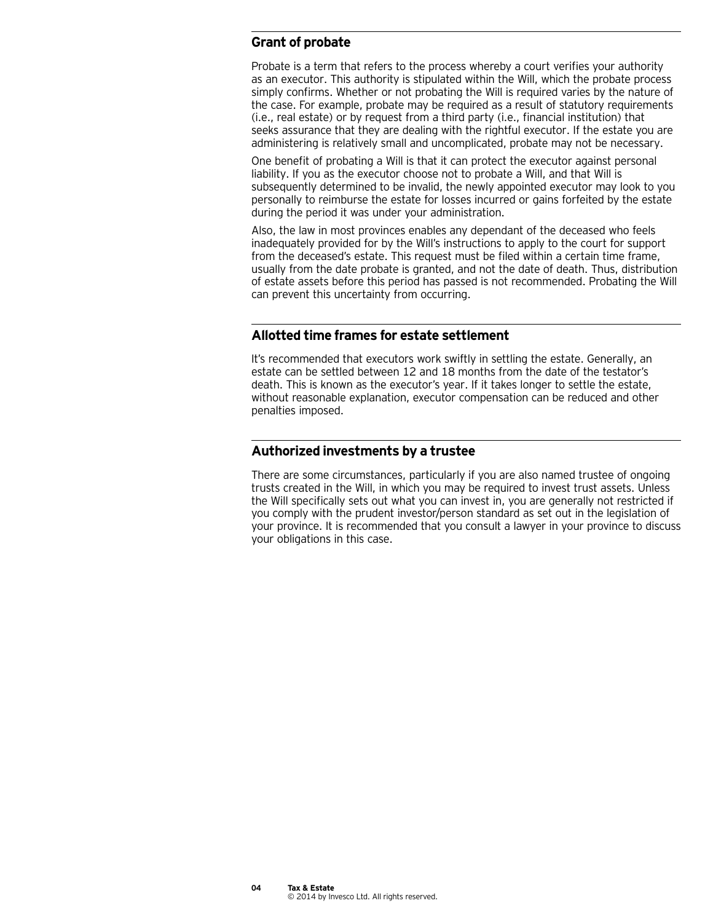## Grant of probate

Probate is a term that refers to the process whereby a court verifies your authority as an executor. This authority is stipulated within the Will, which the probate process simply confirms. Whether or not probating the Will is required varies by the nature of the case. For example, probate may be required as a result of statutory requirements (i.e., real estate) or by request from a third party (i.e., financial institution) that seeks assurance that they are dealing with the rightful executor. If the estate you are administering is relatively small and uncomplicated, probate may not be necessary.

One benefit of probating a Will is that it can protect the executor against personal liability. If you as the executor choose not to probate a Will, and that Will is subsequently determined to be invalid, the newly appointed executor may look to you personally to reimburse the estate for losses incurred or gains forfeited by the estate during the period it was under your administration.

Also, the law in most provinces enables any dependant of the deceased who feels inadequately provided for by the Will's instructions to apply to the court for support from the deceased's estate. This request must be filed within a certain time frame, usually from the date probate is granted, and not the date of death. Thus, distribution of estate assets before this period has passed is not recommended. Probating the Will can prevent this uncertainty from occurring.

## Allotted time frames for estate settlement

It's recommended that executors work swiftly in settling the estate. Generally, an estate can be settled between 12 and 18 months from the date of the testator's death. This is known as the executor's year. If it takes longer to settle the estate, without reasonable explanation, executor compensation can be reduced and other penalties imposed.

## Authorized investments by a trustee

There are some circumstances, particularly if you are also named trustee of ongoing trusts created in the Will, in which you may be required to invest trust assets. Unless the Will specifically sets out what you can invest in, you are generally not restricted if you comply with the prudent investor/person standard as set out in the legislation of your province. It is recommended that you consult a lawyer in your province to discuss your obligations in this case.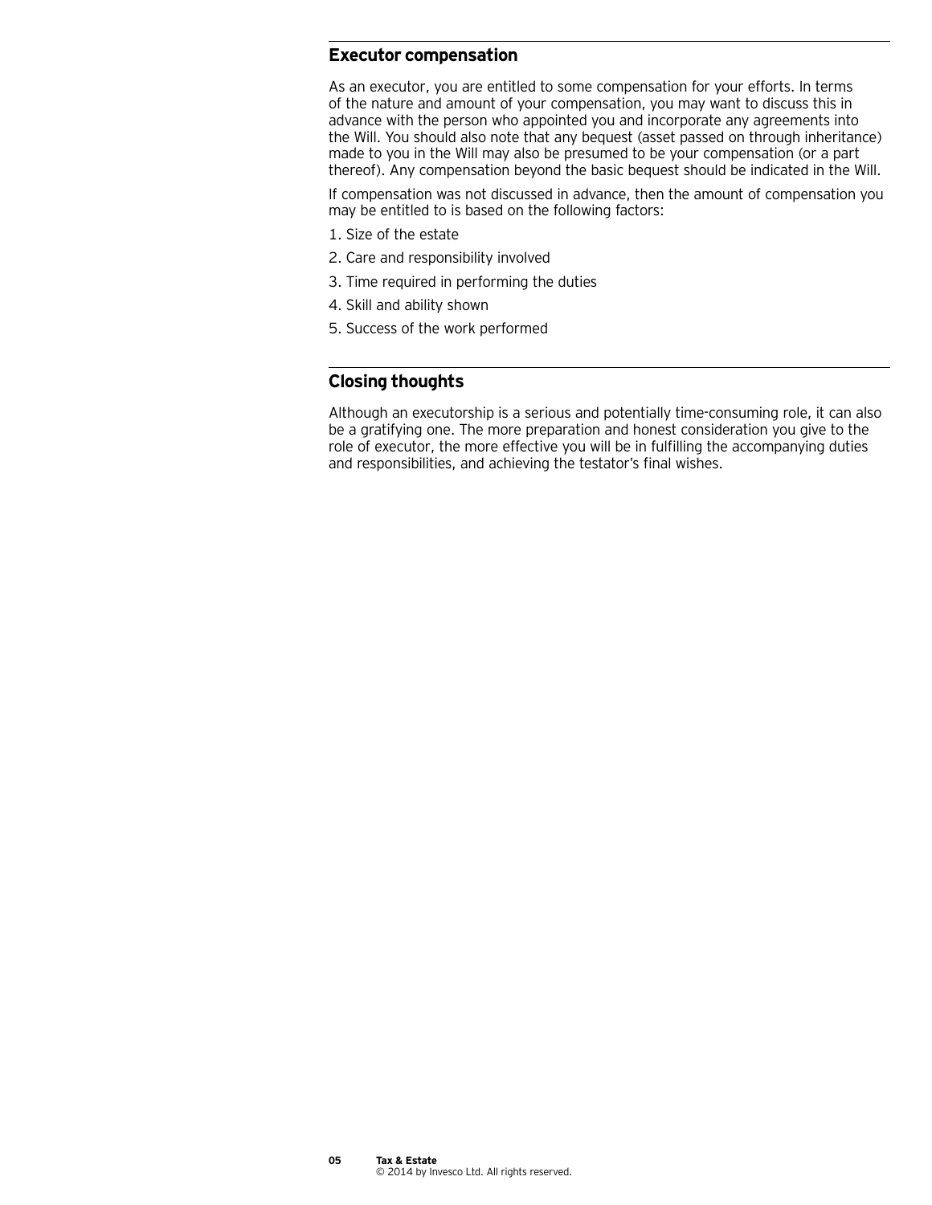## Executor compensation

As an executor, you are entitled to some compensation for your efforts. In terms of the nature and amount of your compensation, you may want to discuss this in advance with the person who appointed you and incorporate any agreements into the Will. You should also note that any bequest (asset passed on through inheritance) made to you in the Will may also be presumed to be your compensation (or a part thereof). Any compensation beyond the basic bequest should be indicated in the Will.

If compensation was not discussed in advance, then the amount of compensation you may be entitled to is based on the following factors:

1. Size of the estate
2. Care and responsibility involved
3. Time required in performing the duties
4. Skill and ability shown
5. Success of the work performed

## Closing thoughts

Although an executorship is a serious and potentially time-consuming role, it can also be a gratifying one. The more preparation and honest consideration you give to the role of executor, the more effective you will be in fulfilling the accompanying duties and responsibilities, and achieving the testator's final wishes.

**Tax & Estate**
© 2014 by Invesco Ltd. All rights reserved.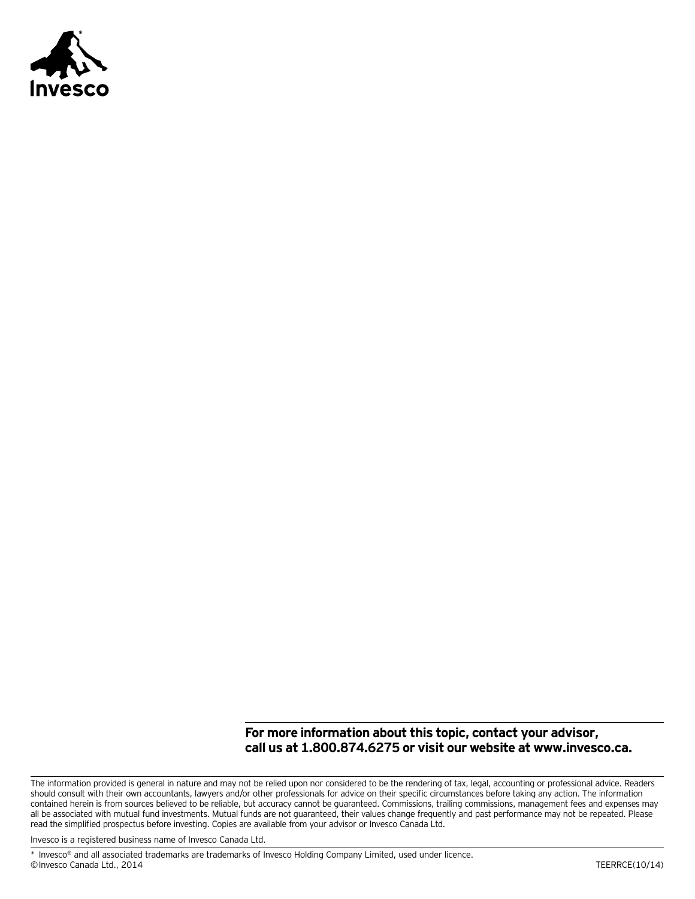**For more information about this topic, contact your advisor, call us at 1.800.874.6275 or visit our website at www.invesco.ca.**

The information provided is general in nature and may not be relied upon nor considered to be the rendering of tax, legal, accounting or professional advice. Readers should consult with their own accountants, lawyers and/or other professionals for advice on their specific circumstances before taking any action. The information contained herein is from sources believed to be reliable, but accuracy cannot be guaranteed. Commissions, trailing commissions, management fees and expenses may all be associated with mutual fund investments. Mutual funds are not guaranteed, their values change frequently and past performance may not be repeated. Please read the simplified prospectus before investing. Copies are available from your advisor or Invesco Canada Ltd.

Invesco is a registered business name of Invesco Canada Ltd.

* Invesco® and all associated trademarks are trademarks of Invesco Holding Company Limited, used under licence.
©Invesco Canada Ltd., 2014

TEERRCE(10/14)